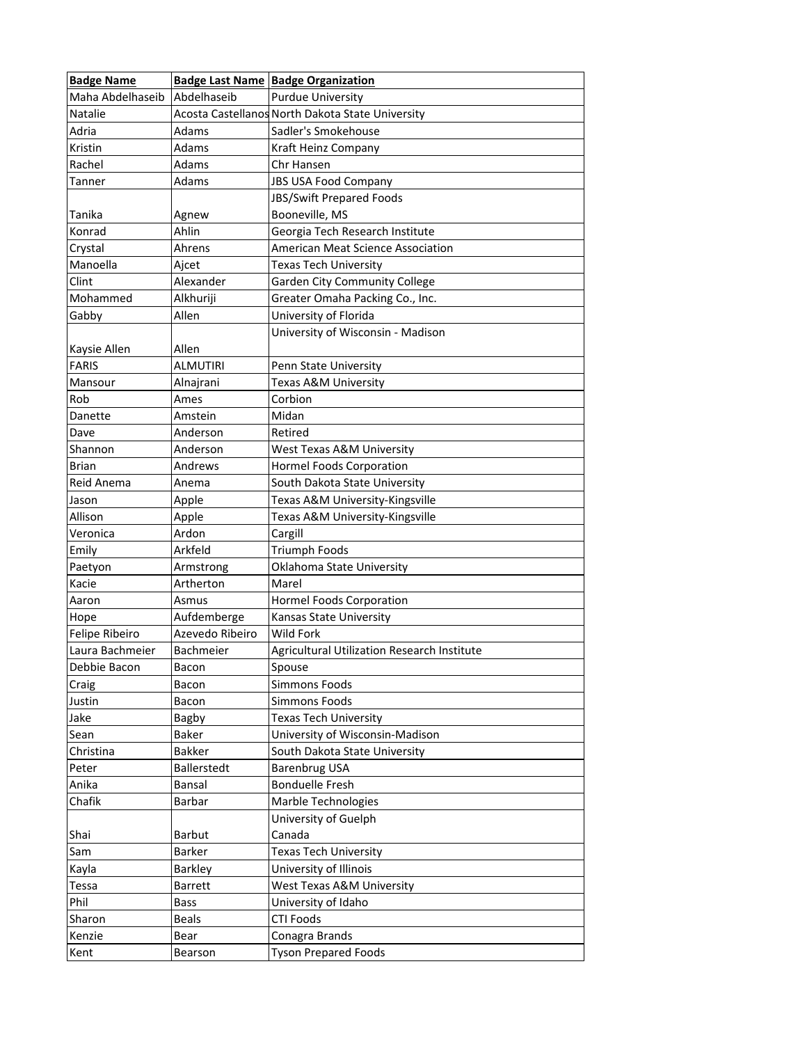| Badge Name | Badge Last Name | Badge Organization |
|---|---|---|
| Maha Abdelhaseib | Abdelhaseib | Purdue University |
| Natalie | Acosta Castellanos | North Dakota State University |
| Adria | Adams | Sadler's Smokehouse |
| Kristin | Adams | Kraft Heinz Company |
| Rachel | Adams | Chr Hansen |
| Tanner | Adams | JBS USA Food Company |
| Tanika | Agnew | JBS/Swift Prepared Foods Booneville, MS |
| Konrad | Ahlin | Georgia Tech Research Institute |
| Crystal | Ahrens | American Meat Science Association |
| Manoella | Ajcet | Texas Tech University |
| Clint | Alexander | Garden City Community College |
| Mohammed | Alkhuriji | Greater Omaha Packing Co., Inc. |
| Gabby | Allen | University of Florida |
| Kaysie Allen | Allen | University of Wisconsin - Madison |
| FARIS | ALMUTIRI | Penn State University |
| Mansour | Alnajrani | Texas A&M University |
| Rob | Ames | Corbion |
| Danette | Amstein | Midan |
| Dave | Anderson | Retired |
| Shannon | Anderson | West Texas A&M University |
| Brian | Andrews | Hormel Foods Corporation |
| Reid Anema | Anema | South Dakota State University |
| Jason | Apple | Texas A&M University-Kingsville |
| Allison | Apple | Texas A&M University-Kingsville |
| Veronica | Ardon | Cargill |
| Emily | Arkfeld | Triumph Foods |
| Paetyon | Armstrong | Oklahoma State University |
| Kacie | Artherton | Marel |
| Aaron | Asmus | Hormel Foods Corporation |
| Hope | Aufdemberge | Kansas State University |
| Felipe Ribeiro | Azevedo Ribeiro | Wild Fork |
| Laura Bachmeier | Bachmeier | Agricultural Utilization Research Institute |
| Debbie Bacon | Bacon | Spouse |
| Craig | Bacon | Simmons Foods |
| Justin | Bacon | Simmons Foods |
| Jake | Bagby | Texas Tech University |
| Sean | Baker | University of Wisconsin-Madison |
| Christina | Bakker | South Dakota State University |
| Peter | Ballerstedt | Barenbrug USA |
| Anika | Bansal | Bonduelle Fresh |
| Chafik | Barbar | Marble Technologies |
| Shai | Barbut | University of Guelph Canada |
| Sam | Barker | Texas Tech University |
| Kayla | Barkley | University of Illinois |
| Tessa | Barrett | West Texas A&M University |
| Phil | Bass | University of Idaho |
| Sharon | Beals | CTI Foods |
| Kenzie | Bear | Conagra Brands |
| Kent | Bearson | Tyson Prepared Foods |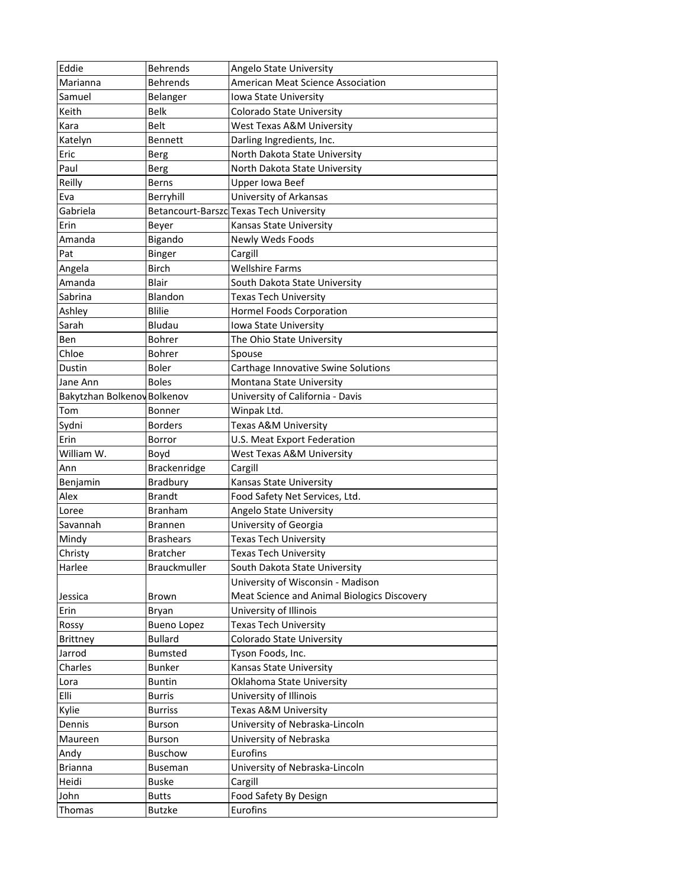| | | |
|---|---|---|
| Eddie | Behrends | Angelo State University |
| Marianna | Behrends | American Meat Science Association |
| Samuel | Belanger | Iowa State University |
| Keith | Belk | Colorado State University |
| Kara | Belt | West Texas A&M University |
| Katelyn | Bennett | Darling Ingredients, Inc. |
| Eric | Berg | North Dakota State University |
| Paul | Berg | North Dakota State University |
| Reilly | Berns | Upper Iowa Beef |
| Eva | Berryhill | University of Arkansas |
| Gabriela | Betancourt-Barszc | Texas Tech University |
| Erin | Beyer | Kansas State University |
| Amanda | Bigando | Newly Weds Foods |
| Pat | Binger | Cargill |
| Angela | Birch | Wellshire Farms |
| Amanda | Blair | South Dakota State University |
| Sabrina | Blandon | Texas Tech University |
| Ashley | Blilie | Hormel Foods Corporation |
| Sarah | Bludau | Iowa State University |
| Ben | Bohrer | The Ohio State University |
| Chloe | Bohrer | Spouse |
| Dustin | Boler | Carthage Innovative Swine Solutions |
| Jane Ann | Boles | Montana State University |
| Bakytzhan Bolkenov | Bolkenov | University of California - Davis |
| Tom | Bonner | Winpak Ltd. |
| Sydni | Borders | Texas A&M University |
| Erin | Borror | U.S. Meat Export Federation |
| William W. | Boyd | West Texas A&M University |
| Ann | Brackenridge | Cargill |
| Benjamin | Bradbury | Kansas State University |
| Alex | Brandt | Food Safety Net Services, Ltd. |
| Loree | Branham | Angelo State University |
| Savannah | Brannen | University of Georgia |
| Mindy | Brashears | Texas Tech University |
| Christy | Bratcher | Texas Tech University |
| Harlee | Brauckmuller | South Dakota State University |
| Jessica | Brown | University of Wisconsin - Madison Meat Science and Animal Biologics Discovery |
| Erin | Bryan | University of Illinois |
| Rossy | Bueno Lopez | Texas Tech University |
| Brittney | Bullard | Colorado State University |
| Jarrod | Bumsted | Tyson Foods, Inc. |
| Charles | Bunker | Kansas State University |
| Lora | Buntin | Oklahoma State University |
| Elli | Burris | University of Illinois |
| Kylie | Burriss | Texas A&M University |
| Dennis | Burson | University of Nebraska-Lincoln |
| Maureen | Burson | University of Nebraska |
| Andy | Buschow | Eurofins |
| Brianna | Buseman | University of Nebraska-Lincoln |
| Heidi | Buske | Cargill |
| John | Butts | Food Safety By Design |
| Thomas | Butzke | Eurofins |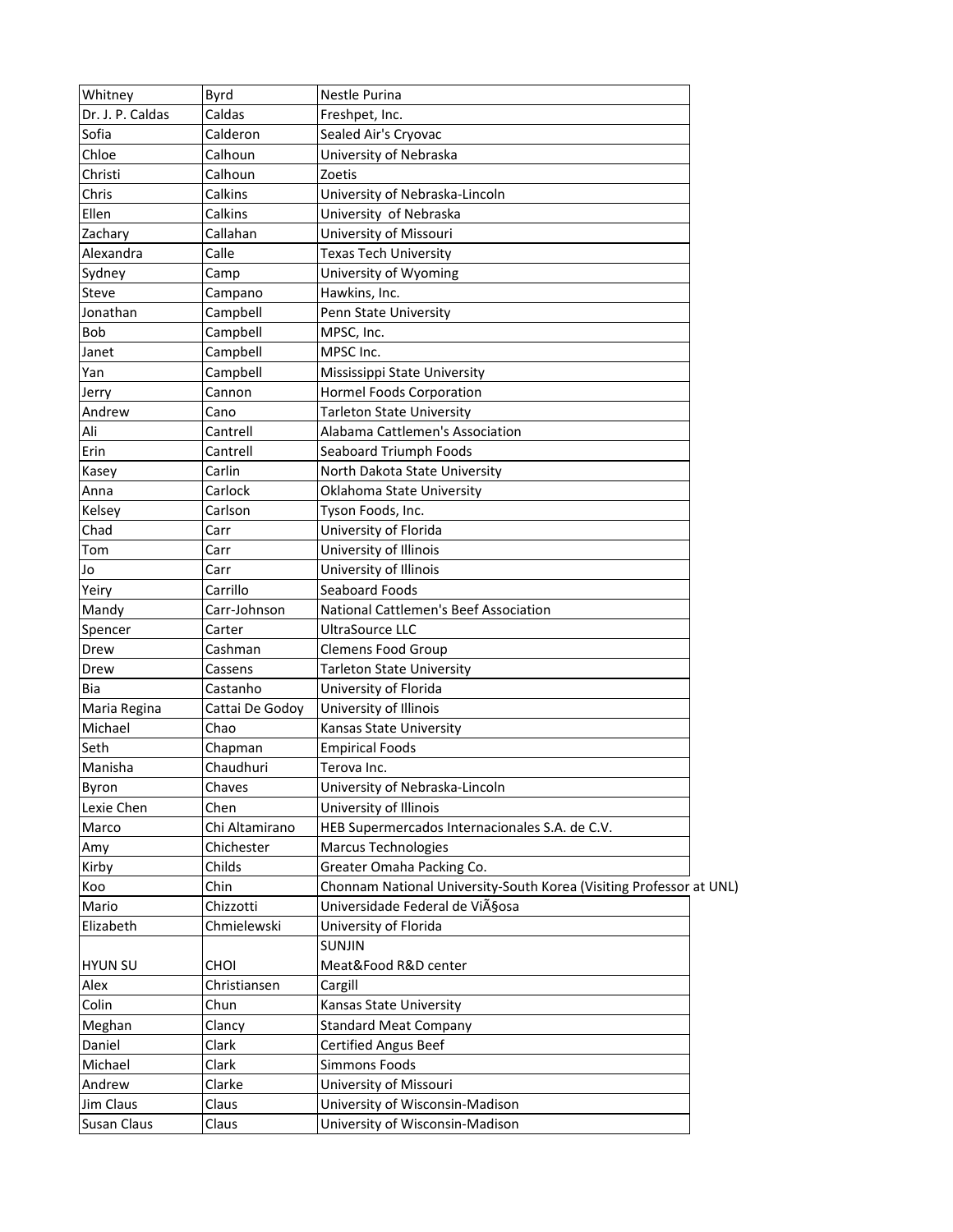| Whitney | Byrd | Nestle Purina |
|---|---|---|
| Dr. J. P. Caldas | Caldas | Freshpet, Inc. |
| Sofia | Calderon | Sealed Air's Cryovac |
| Chloe | Calhoun | University of Nebraska |
| Christi | Calhoun | Zoetis |
| Chris | Calkins | University of Nebraska-Lincoln |
| Ellen | Calkins | University  of Nebraska |
| Zachary | Callahan | University of Missouri |
| Alexandra | Calle | Texas Tech University |
| Sydney | Camp | University of Wyoming |
| Steve | Campano | Hawkins, Inc. |
| Jonathan | Campbell | Penn State University |
| Bob | Campbell | MPSC, Inc. |
| Janet | Campbell | MPSC Inc. |
| Yan | Campbell | Mississippi State University |
| Jerry | Cannon | Hormel Foods Corporation |
| Andrew | Cano | Tarleton State University |
| Ali | Cantrell | Alabama Cattlemen's Association |
| Erin | Cantrell | Seaboard Triumph Foods |
| Kasey | Carlin | North Dakota State University |
| Anna | Carlock | Oklahoma State University |
| Kelsey | Carlson | Tyson Foods, Inc. |
| Chad | Carr | University of Florida |
| Tom | Carr | University of Illinois |
| Jo | Carr | University of Illinois |
| Yeiry | Carrillo | Seaboard Foods |
| Mandy | Carr-Johnson | National Cattlemen's Beef Association |
| Spencer | Carter | UltraSource LLC |
| Drew | Cashman | Clemens Food Group |
| Drew | Cassens | Tarleton State University |
| Bia | Castanho | University of Florida |
| Maria Regina | Cattai De Godoy | University of Illinois |
| Michael | Chao | Kansas State University |
| Seth | Chapman | Empirical Foods |
| Manisha | Chaudhuri | Terova Inc. |
| Byron | Chaves | University of Nebraska-Lincoln |
| Lexie Chen | Chen | University of Illinois |
| Marco | Chi Altamirano | HEB Supermercados Internacionales S.A. de C.V. |
| Amy | Chichester | Marcus Technologies |
| Kirby | Childs | Greater Omaha Packing Co. |
| Koo | Chin | Chonnam National University-South Korea (Visiting Professor at UNL) |
| Mario | Chizzotti | Universidade Federal de ViÃ§osa |
| Elizabeth | Chmielewski | University of Florida |
| HYUN SU | CHOI | SUNJIN Meat&Food R&D center |
| Alex | Christiansen | Cargill |
| Colin | Chun | Kansas State University |
| Meghan | Clancy | Standard Meat Company |
| Daniel | Clark | Certified Angus Beef |
| Michael | Clark | Simmons Foods |
| Andrew | Clarke | University of Missouri |
| Jim Claus | Claus | University of Wisconsin-Madison |
| Susan Claus | Claus | University of Wisconsin-Madison |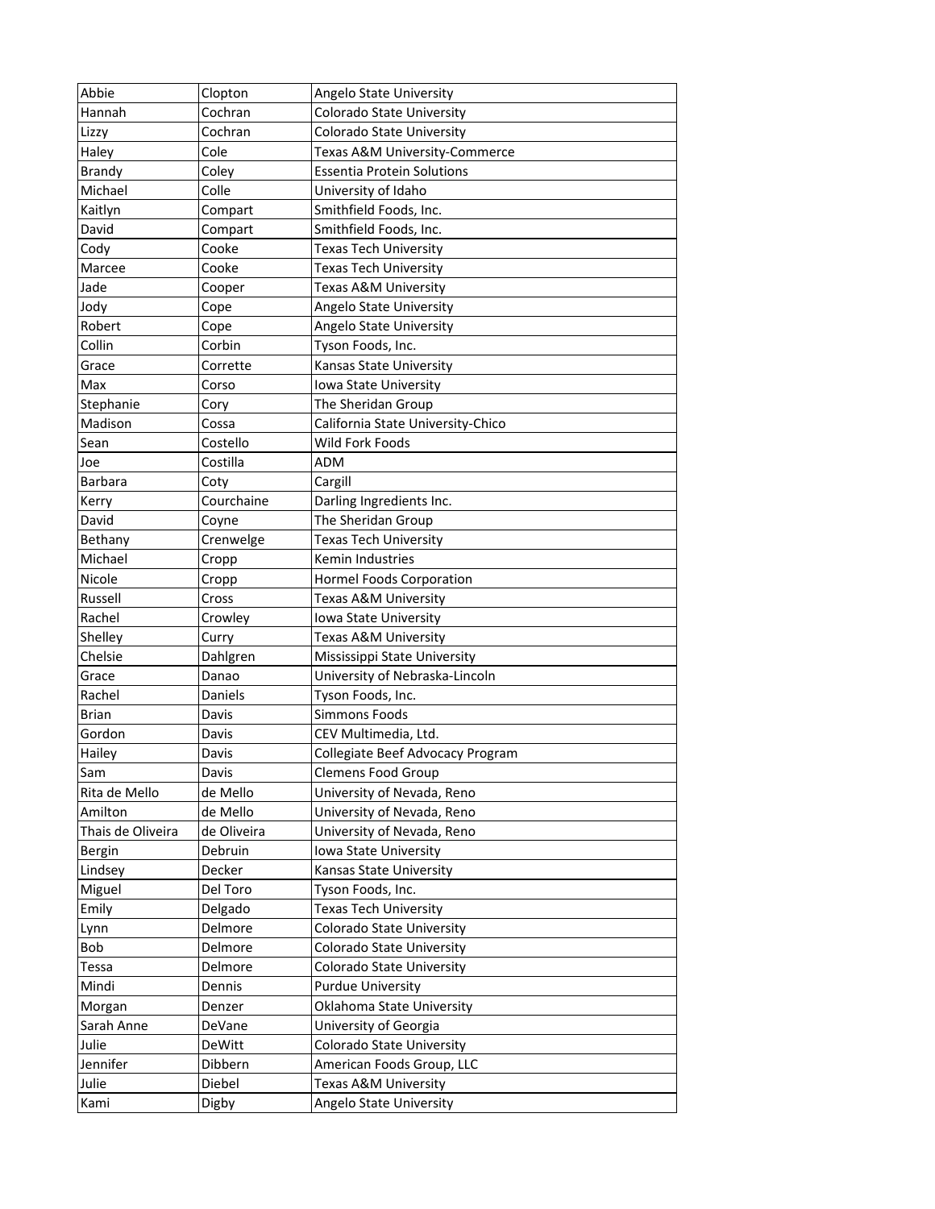| Abbie | Clopton | Angelo State University |
| --- | --- | --- |
| Hannah | Cochran | Colorado State University |
| Lizzy | Cochran | Colorado State University |
| Haley | Cole | Texas A&M University-Commerce |
| Brandy | Coley | Essentia Protein Solutions |
| Michael | Colle | University of Idaho |
| Kaitlyn | Compart | Smithfield Foods, Inc. |
| David | Compart | Smithfield Foods, Inc. |
| Cody | Cooke | Texas Tech University |
| Marcee | Cooke | Texas Tech University |
| Jade | Cooper | Texas A&M University |
| Jody | Cope | Angelo State University |
| Robert | Cope | Angelo State University |
| Collin | Corbin | Tyson Foods, Inc. |
| Grace | Corrette | Kansas State University |
| Max | Corso | Iowa State University |
| Stephanie | Cory | The Sheridan Group |
| Madison | Cossa | California State University-Chico |
| Sean | Costello | Wild Fork Foods |
| Joe | Costilla | ADM |
| Barbara | Coty | Cargill |
| Kerry | Courchaine | Darling Ingredients Inc. |
| David | Coyne | The Sheridan Group |
| Bethany | Crenwelge | Texas Tech University |
| Michael | Cropp | Kemin Industries |
| Nicole | Cropp | Hormel Foods Corporation |
| Russell | Cross | Texas A&M University |
| Rachel | Crowley | Iowa State University |
| Shelley | Curry | Texas A&M University |
| Chelsie | Dahlgren | Mississippi State University |
| Grace | Danao | University of Nebraska-Lincoln |
| Rachel | Daniels | Tyson Foods, Inc. |
| Brian | Davis | Simmons Foods |
| Gordon | Davis | CEV Multimedia, Ltd. |
| Hailey | Davis | Collegiate Beef Advocacy Program |
| Sam | Davis | Clemens Food Group |
| Rita de Mello | de Mello | University of Nevada, Reno |
| Amilton | de Mello | University of Nevada, Reno |
| Thais de Oliveira | de Oliveira | University of Nevada, Reno |
| Bergin | Debruin | Iowa State University |
| Lindsey | Decker | Kansas State University |
| Miguel | Del Toro | Tyson Foods, Inc. |
| Emily | Delgado | Texas Tech University |
| Lynn | Delmore | Colorado State University |
| Bob | Delmore | Colorado State University |
| Tessa | Delmore | Colorado State University |
| Mindi | Dennis | Purdue University |
| Morgan | Denzer | Oklahoma State University |
| Sarah Anne | DeVane | University of Georgia |
| Julie | DeWitt | Colorado State University |
| Jennifer | Dibbern | American Foods Group, LLC |
| Julie | Diebel | Texas A&M University |
| Kami | Digby | Angelo State University |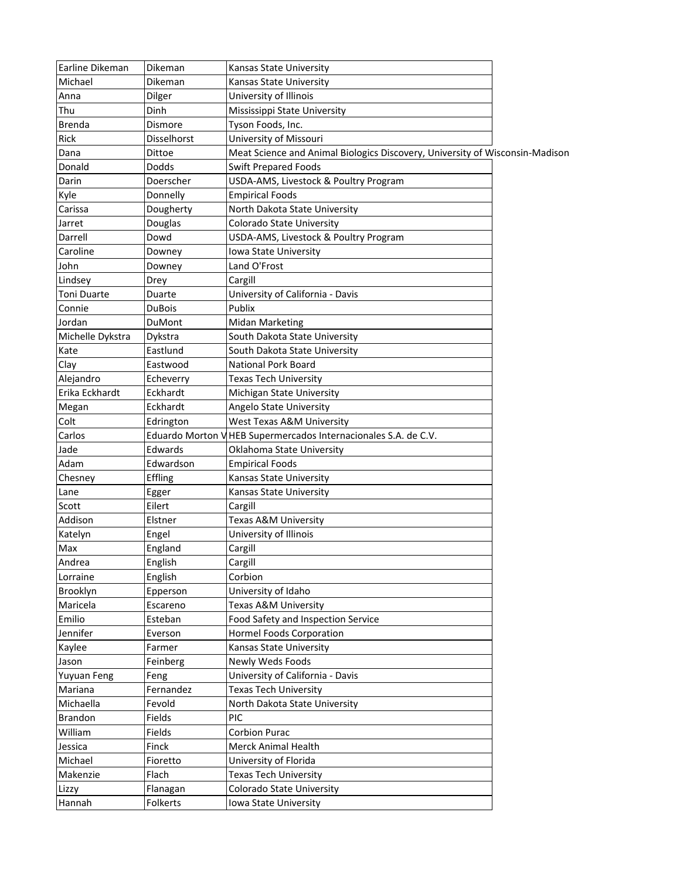| Earline Dikeman | Dikeman | Kansas State University |
|---|---|---|
| Michael | Dikeman | Kansas State University |
| Anna | Dilger | University of Illinois |
| Thu | Dinh | Mississippi State University |
| Brenda | Dismore | Tyson Foods, Inc. |
| Rick | Disselhorst | University of Missouri |
| Dana | Dittoe | Meat Science and Animal Biologics Discovery, University of Wisconsin-Madison |
| Donald | Dodds | Swift Prepared Foods |
| Darin | Doerscher | USDA-AMS, Livestock & Poultry Program |
| Kyle | Donnelly | Empirical Foods |
| Carissa | Dougherty | North Dakota State University |
| Jarret | Douglas | Colorado State University |
| Darrell | Dowd | USDA-AMS, Livestock & Poultry Program |
| Caroline | Downey | Iowa State University |
| John | Downey | Land O'Frost |
| Lindsey | Drey | Cargill |
| Toni Duarte | Duarte | University of California - Davis |
| Connie | DuBois | Publix |
| Jordan | DuMont | Midan Marketing |
| Michelle Dykstra | Dykstra | South Dakota State University |
| Kate | Eastlund | South Dakota State University |
| Clay | Eastwood | National Pork Board |
| Alejandro | Echeverry | Texas Tech University |
| Erika Eckhardt | Eckhardt | Michigan State University |
| Megan | Eckhardt | Angelo State University |
| Colt | Edrington | West Texas A&M University |
| Carlos | Eduardo Morton V | HEB Supermercados Internacionales S.A. de C.V. |
| Jade | Edwards | Oklahoma State University |
| Adam | Edwardson | Empirical Foods |
| Chesney | Effling | Kansas State University |
| Lane | Egger | Kansas State University |
| Scott | Eilert | Cargill |
| Addison | Elstner | Texas A&M University |
| Katelyn | Engel | University of Illinois |
| Max | England | Cargill |
| Andrea | English | Cargill |
| Lorraine | English | Corbion |
| Brooklyn | Epperson | University of Idaho |
| Maricela | Escareno | Texas A&M University |
| Emilio | Esteban | Food Safety and Inspection Service |
| Jennifer | Everson | Hormel Foods Corporation |
| Kaylee | Farmer | Kansas State University |
| Jason | Feinberg | Newly Weds Foods |
| Yuyuan Feng | Feng | University of California - Davis |
| Mariana | Fernandez | Texas Tech University |
| Michaella | Fevold | North Dakota State University |
| Brandon | Fields | PIC |
| William | Fields | Corbion Purac |
| Jessica | Finck | Merck Animal Health |
| Michael | Fioretto | University of Florida |
| Makenzie | Flach | Texas Tech University |
| Lizzy | Flanagan | Colorado State University |
| Hannah | Folkerts | Iowa State University |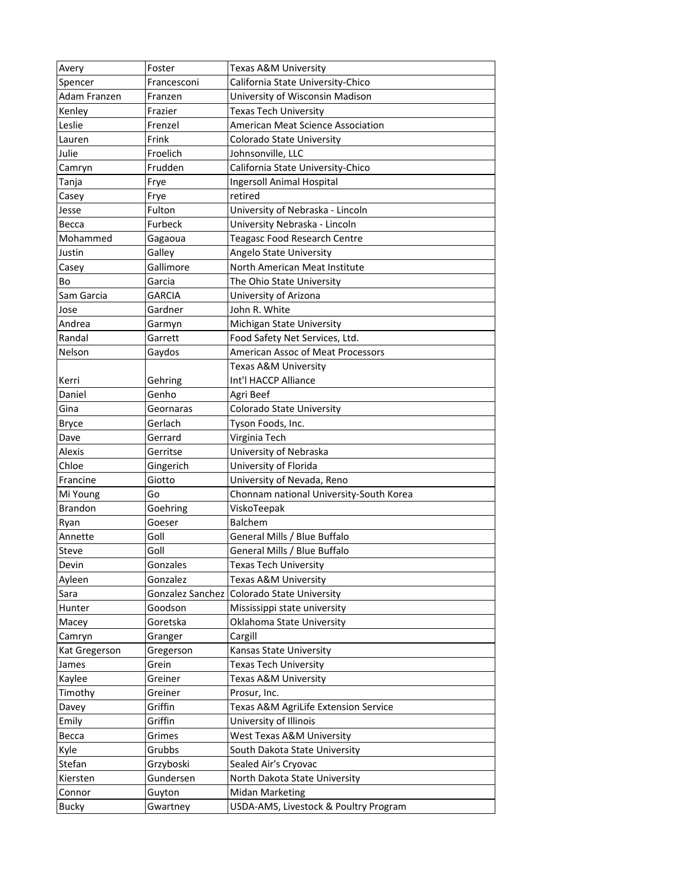| | | |
|---|---|---|
| Avery | Foster | Texas A&M University |
| Spencer | Francesconi | California State University-Chico |
| Adam Franzen | Franzen | University of Wisconsin Madison |
| Kenley | Frazier | Texas Tech University |
| Leslie | Frenzel | American Meat Science Association |
| Lauren | Frink | Colorado State University |
| Julie | Froelich | Johnsonville, LLC |
| Camryn | Frudden | California State University-Chico |
| Tanja | Frye | Ingersoll Animal Hospital |
| Casey | Frye | retired |
| Jesse | Fulton | University of Nebraska - Lincoln |
| Becca | Furbeck | University Nebraska - Lincoln |
| Mohammed | Gagaoua | Teagasc Food Research Centre |
| Justin | Galley | Angelo State University |
| Casey | Gallimore | North American Meat Institute |
| Bo | Garcia | The Ohio State University |
| Sam Garcia | GARCIA | University of Arizona |
| Jose | Gardner | John R. White |
| Andrea | Garmyn | Michigan State University |
| Randal | Garrett | Food Safety Net Services, Ltd. |
| Nelson | Gaydos | American Assoc of Meat Processors |
| Kerri | Gehring | Texas A&M University Int'l HACCP Alliance |
| Daniel | Genho | Agri Beef |
| Gina | Geornaras | Colorado State University |
| Bryce | Gerlach | Tyson Foods, Inc. |
| Dave | Gerrard | Virginia Tech |
| Alexis | Gerritse | University of Nebraska |
| Chloe | Gingerich | University of Florida |
| Francine | Giotto | University of Nevada, Reno |
| Mi Young | Go | Chonnam national University-South Korea |
| Brandon | Goehring | ViskoTeepak |
| Ryan | Goeser | Balchem |
| Annette | Goll | General Mills / Blue Buffalo |
| Steve | Goll | General Mills / Blue Buffalo |
| Devin | Gonzales | Texas Tech University |
| Ayleen | Gonzalez | Texas A&M University |
| Sara | Gonzalez Sanchez | Colorado State University |
| Hunter | Goodson | Mississippi state university |
| Macey | Goretska | Oklahoma State University |
| Camryn | Granger | Cargill |
| Kat Gregerson | Gregerson | Kansas State University |
| James | Grein | Texas Tech University |
| Kaylee | Greiner | Texas A&M University |
| Timothy | Greiner | Prosur, Inc. |
| Davey | Griffin | Texas A&M AgriLife Extension Service |
| Emily | Griffin | University of Illinois |
| Becca | Grimes | West Texas A&M University |
| Kyle | Grubbs | South Dakota State University |
| Stefan | Grzyboski | Sealed Air's Cryovac |
| Kiersten | Gundersen | North Dakota State University |
| Connor | Guyton | Midan Marketing |
| Bucky | Gwartney | USDA-AMS, Livestock & Poultry Program |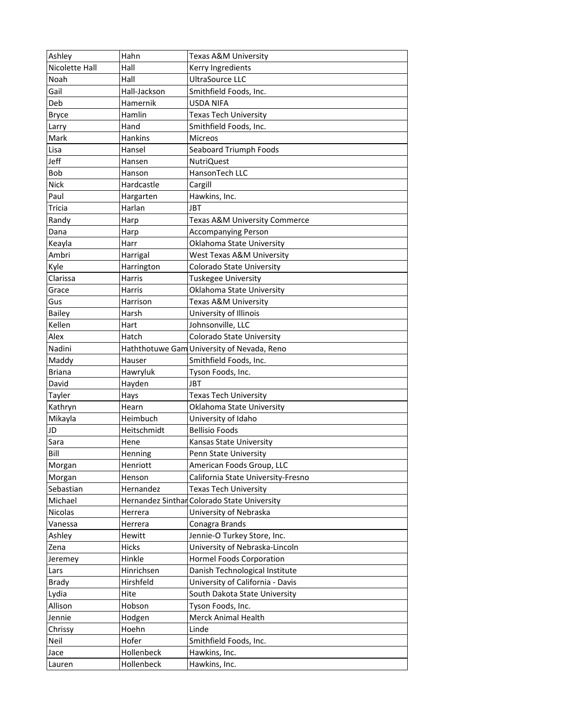| Ashley | Hahn | Texas A&M University |
|---|---|---|
| Nicolette Hall | Hall | Kerry Ingredients |
| Noah | Hall | UltraSource LLC |
| Gail | Hall-Jackson | Smithfield Foods, Inc. |
| Deb | Hamernik | USDA NIFA |
| Bryce | Hamlin | Texas Tech University |
| Larry | Hand | Smithfield Foods, Inc. |
| Mark | Hankins | Micreos |
| Lisa | Hansel | Seaboard Triumph Foods |
| Jeff | Hansen | NutriQuest |
| Bob | Hanson | HansonTech LLC |
| Nick | Hardcastle | Cargill |
| Paul | Hargarten | Hawkins, Inc. |
| Tricia | Harlan | JBT |
| Randy | Harp | Texas A&M University Commerce |
| Dana | Harp | Accompanying Person |
| Keayla | Harr | Oklahoma State University |
| Ambri | Harrigal | West Texas A&M University |
| Kyle | Harrington | Colorado State University |
| Clarissa | Harris | Tuskegee University |
| Grace | Harris | Oklahoma State University |
| Gus | Harrison | Texas A&M University |
| Bailey | Harsh | University of Illinois |
| Kellen | Hart | Johnsonville, LLC |
| Alex | Hatch | Colorado State University |
| Nadini | Haththotuwe Gam | University of Nevada, Reno |
| Maddy | Hauser | Smithfield Foods, Inc. |
| Briana | Hawryluk | Tyson Foods, Inc. |
| David | Hayden | JBT |
| Tayler | Hays | Texas Tech University |
| Kathryn | Hearn | Oklahoma State University |
| Mikayla | Heimbuch | University of Idaho |
| JD | Heitschmidt | Bellisio Foods |
| Sara | Hene | Kansas State University |
| Bill | Henning | Penn State University |
| Morgan | Henriott | American Foods Group, LLC |
| Morgan | Henson | California State University-Fresno |
| Sebastian | Hernandez | Texas Tech University |
| Michael | Hernandez Sinthar | Colorado State University |
| Nicolas | Herrera | University of Nebraska |
| Vanessa | Herrera | Conagra Brands |
| Ashley | Hewitt | Jennie-O Turkey Store, Inc. |
| Zena | Hicks | University of Nebraska-Lincoln |
| Jeremey | Hinkle | Hormel Foods Corporation |
| Lars | Hinrichsen | Danish Technological Institute |
| Brady | Hirshfeld | University of California - Davis |
| Lydia | Hite | South Dakota State University |
| Allison | Hobson | Tyson Foods, Inc. |
| Jennie | Hodgen | Merck Animal Health |
| Chrissy | Hoehn | Linde |
| Neil | Hofer | Smithfield Foods, Inc. |
| Jace | Hollenbeck | Hawkins, Inc. |
| Lauren | Hollenbeck | Hawkins, Inc. |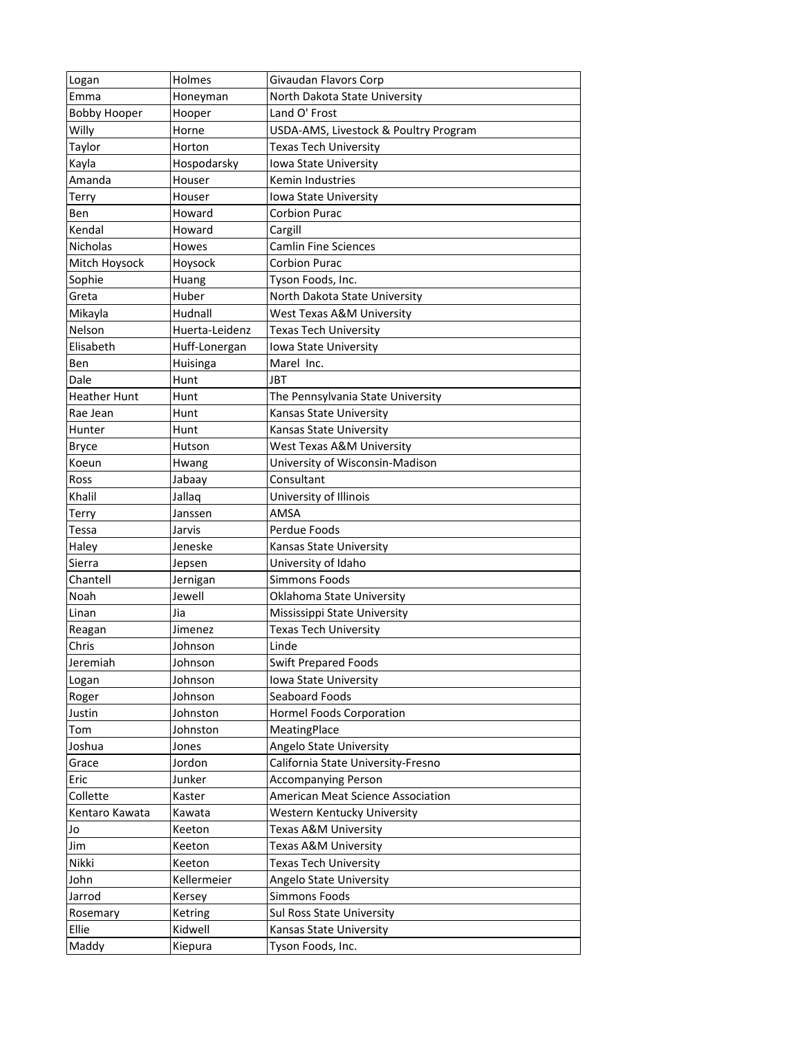| Logan | Holmes | Givaudan Flavors Corp |
| --- | --- | --- |
| Emma | Honeyman | North Dakota State University |
| Bobby Hooper | Hooper | Land O' Frost |
| Willy | Horne | USDA-AMS, Livestock & Poultry Program |
| Taylor | Horton | Texas Tech University |
| Kayla | Hospodarsky | Iowa State University |
| Amanda | Houser | Kemin Industries |
| Terry | Houser | Iowa State University |
| Ben | Howard | Corbion Purac |
| Kendal | Howard | Cargill |
| Nicholas | Howes | Camlin Fine Sciences |
| Mitch Hoysock | Hoysock | Corbion Purac |
| Sophie | Huang | Tyson Foods, Inc. |
| Greta | Huber | North Dakota State University |
| Mikayla | Hudnall | West Texas A&M University |
| Nelson | Huerta-Leidenz | Texas Tech University |
| Elisabeth | Huff-Lonergan | Iowa State University |
| Ben | Huisinga | Marel Inc. |
| Dale | Hunt | JBT |
| Heather Hunt | Hunt | The Pennsylvania State University |
| Rae Jean | Hunt | Kansas State University |
| Hunter | Hunt | Kansas State University |
| Bryce | Hutson | West Texas A&M University |
| Koeun | Hwang | University of Wisconsin-Madison |
| Ross | Jabaay | Consultant |
| Khalil | Jallaq | University of Illinois |
| Terry | Janssen | AMSA |
| Tessa | Jarvis | Perdue Foods |
| Haley | Jeneske | Kansas State University |
| Sierra | Jepsen | University of Idaho |
| Chantell | Jernigan | Simmons Foods |
| Noah | Jewell | Oklahoma State University |
| Linan | Jia | Mississippi State University |
| Reagan | Jimenez | Texas Tech University |
| Chris | Johnson | Linde |
| Jeremiah | Johnson | Swift Prepared Foods |
| Logan | Johnson | Iowa State University |
| Roger | Johnson | Seaboard Foods |
| Justin | Johnston | Hormel Foods Corporation |
| Tom | Johnston | MeatingPlace |
| Joshua | Jones | Angelo State University |
| Grace | Jordon | California State University-Fresno |
| Eric | Junker | Accompanying Person |
| Collette | Kaster | American Meat Science Association |
| Kentaro Kawata | Kawata | Western Kentucky University |
| Jo | Keeton | Texas A&M University |
| Jim | Keeton | Texas A&M University |
| Nikki | Keeton | Texas Tech University |
| John | Kellermeier | Angelo State University |
| Jarrod | Kersey | Simmons Foods |
| Rosemary | Ketring | Sul Ross State University |
| Ellie | Kidwell | Kansas State University |
| Maddy | Kiepura | Tyson Foods, Inc. |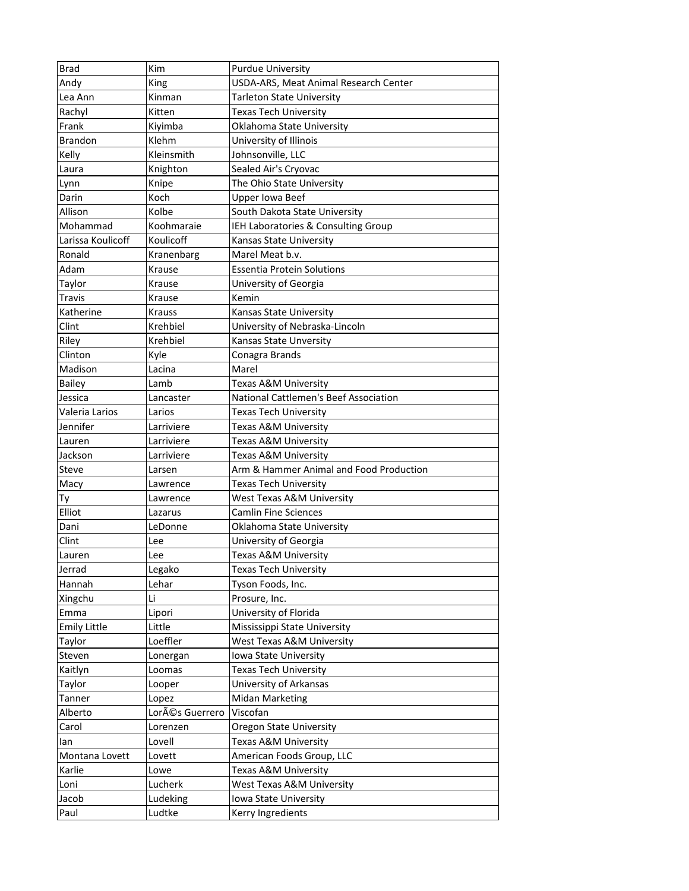| Brad | Kim | Purdue University |
|---|---|---|
| Andy | King | USDA-ARS, Meat Animal Research Center |
| Lea Ann | Kinman | Tarleton State University |
| Rachyl | Kitten | Texas Tech University |
| Frank | Kiyimba | Oklahoma State University |
| Brandon | Klehm | University of Illinois |
| Kelly | Kleinsmith | Johnsonville, LLC |
| Laura | Knighton | Sealed Air's Cryovac |
| Lynn | Knipe | The Ohio State University |
| Darin | Koch | Upper Iowa Beef |
| Allison | Kolbe | South Dakota State University |
| Mohammad | Koohmaraie | IEH Laboratories & Consulting Group |
| Larissa Koulicoff | Koulicoff | Kansas State University |
| Ronald | Kranenbarg | Marel Meat b.v. |
| Adam | Krause | Essentia Protein Solutions |
| Taylor | Krause | University of Georgia |
| Travis | Krause | Kemin |
| Katherine | Krauss | Kansas State University |
| Clint | Krehbiel | University of Nebraska-Lincoln |
| Riley | Krehbiel | Kansas State Unversity |
| Clinton | Kyle | Conagra Brands |
| Madison | Lacina | Marel |
| Bailey | Lamb | Texas A&M University |
| Jessica | Lancaster | National Cattlemen's Beef Association |
| Valeria Larios | Larios | Texas Tech University |
| Jennifer | Larriviere | Texas A&M University |
| Lauren | Larriviere | Texas A&M University |
| Jackson | Larriviere | Texas A&M University |
| Steve | Larsen | Arm & Hammer Animal and Food Production |
| Macy | Lawrence | Texas Tech University |
| Ty | Lawrence | West Texas A&M University |
| Elliot | Lazarus | Camlin Fine Sciences |
| Dani | LeDonne | Oklahoma State University |
| Clint | Lee | University of Georgia |
| Lauren | Lee | Texas A&M University |
| Jerrad | Legako | Texas Tech University |
| Hannah | Lehar | Tyson Foods, Inc. |
| Xingchu | Li | Prosure, Inc. |
| Emma | Lipori | University of Florida |
| Emily Little | Little | Mississippi State University |
| Taylor | Loeffler | West Texas A&M University |
| Steven | Lonergan | Iowa State University |
| Kaitlyn | Loomas | Texas Tech University |
| Taylor | Looper | University of Arkansas |
| Tanner | Lopez | Midan Marketing |
| Alberto | LorÃ©s Guerrero | Viscofan |
| Carol | Lorenzen | Oregon State University |
| Ian | Lovell | Texas A&M University |
| Montana Lovett | Lovett | American Foods Group, LLC |
| Karlie | Lowe | Texas A&M University |
| Loni | Lucherk | West Texas A&M University |
| Jacob | Ludeking | Iowa State University |
| Paul | Ludtke | Kerry Ingredients |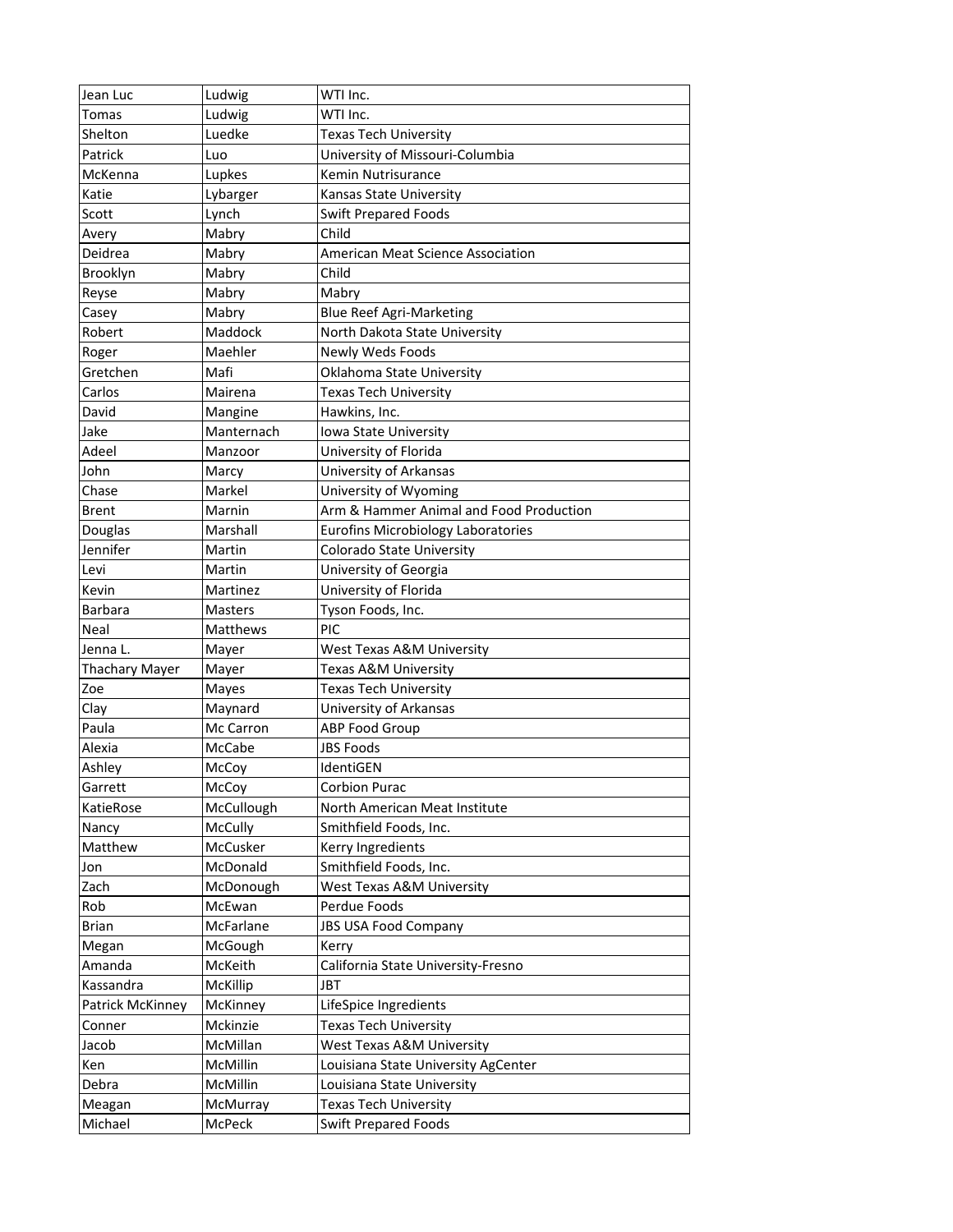| Jean Luc | Ludwig | WTI Inc. |
|---|---|---|
| Tomas | Ludwig | WTI Inc. |
| Shelton | Luedke | Texas Tech University |
| Patrick | Luo | University of Missouri-Columbia |
| McKenna | Lupkes | Kemin Nutrisurance |
| Katie | Lybarger | Kansas State University |
| Scott | Lynch | Swift Prepared Foods |
| Avery | Mabry | Child |
| Deidrea | Mabry | American Meat Science Association |
| Brooklyn | Mabry | Child |
| Reyse | Mabry | Mabry |
| Casey | Mabry | Blue Reef Agri-Marketing |
| Robert | Maddock | North Dakota State University |
| Roger | Maehler | Newly Weds Foods |
| Gretchen | Mafi | Oklahoma State University |
| Carlos | Mairena | Texas Tech University |
| David | Mangine | Hawkins, Inc. |
| Jake | Manternach | Iowa State University |
| Adeel | Manzoor | University of Florida |
| John | Marcy | University of Arkansas |
| Chase | Markel | University of Wyoming |
| Brent | Marnin | Arm & Hammer Animal and Food Production |
| Douglas | Marshall | Eurofins Microbiology Laboratories |
| Jennifer | Martin | Colorado State University |
| Levi | Martin | University of Georgia |
| Kevin | Martinez | University of Florida |
| Barbara | Masters | Tyson Foods, Inc. |
| Neal | Matthews | PIC |
| Jenna L. | Mayer | West Texas A&M University |
| Thachary Mayer | Mayer | Texas A&M University |
| Zoe | Mayes | Texas Tech University |
| Clay | Maynard | University of Arkansas |
| Paula | Mc Carron | ABP Food Group |
| Alexia | McCabe | JBS Foods |
| Ashley | McCoy | IdentiGEN |
| Garrett | McCoy | Corbion Purac |
| KatieRose | McCullough | North American Meat Institute |
| Nancy | McCully | Smithfield Foods, Inc. |
| Matthew | McCusker | Kerry Ingredients |
| Jon | McDonald | Smithfield Foods, Inc. |
| Zach | McDonough | West Texas A&M University |
| Rob | McEwan | Perdue Foods |
| Brian | McFarlane | JBS USA Food Company |
| Megan | McGough | Kerry |
| Amanda | McKeith | California State University-Fresno |
| Kassandra | McKillip | JBT |
| Patrick McKinney | McKinney | LifeSpice Ingredients |
| Conner | Mckinzie | Texas Tech University |
| Jacob | McMillan | West Texas A&M University |
| Ken | McMillin | Louisiana State University AgCenter |
| Debra | McMillin | Louisiana State University |
| Meagan | McMurray | Texas Tech University |
| Michael | McPeck | Swift Prepared Foods |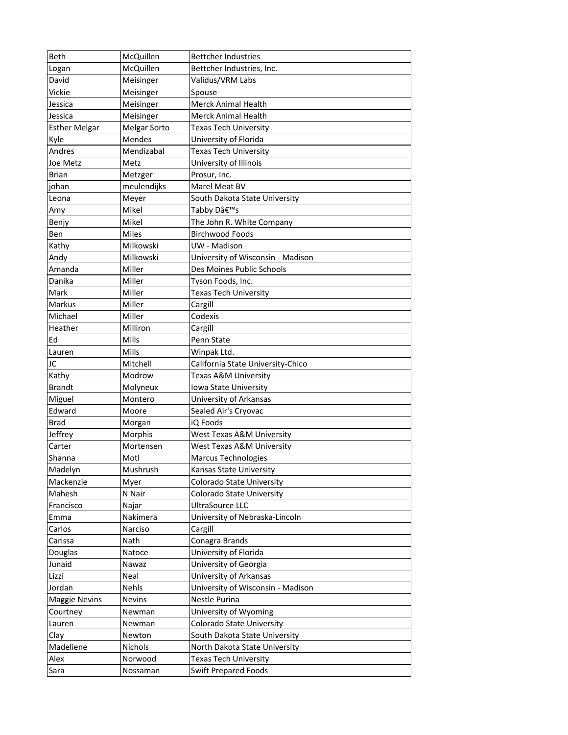| Beth | McQuillen | Bettcher Industries |
|---|---|---|
| Logan | McQuillen | Bettcher Industries, Inc. |
| David | Meisinger | Validus/VRM Labs |
| Vickie | Meisinger | Spouse |
| Jessica | Meisinger | Merck Animal Health |
| Jessica | Meisinger | Merck Animal Health |
| Esther Melgar | Melgar Sorto | Texas Tech University |
| Kyle | Mendes | University of Florida |
| Andres | Mendizabal | Texas Tech University |
| Joe Metz | Metz | University of Illinois |
| Brian | Metzger | Prosur, Inc. |
| johan | meulendijks | Marel Meat BV |
| Leona | Meyer | South Dakota State University |
| Amy | Mikel | Tabby Dâ€™s |
| Benjy | Mikel | The John R. White Company |
| Ben | Miles | Birchwood Foods |
| Kathy | Milkowski | UW - Madison |
| Andy | Milkowski | University of Wisconsin - Madison |
| Amanda | Miller | Des Moines Public Schools |
| Danika | Miller | Tyson Foods, Inc. |
| Mark | Miller | Texas Tech University |
| Markus | Miller | Cargill |
| Michael | Miller | Codexis |
| Heather | Milliron | Cargill |
| Ed | Mills | Penn State |
| Lauren | Mills | Winpak Ltd. |
| JC | Mitchell | California State University-Chico |
| Kathy | Modrow | Texas A&M University |
| Brandt | Molyneux | Iowa State University |
| Miguel | Montero | University of Arkansas |
| Edward | Moore | Sealed Air's Cryovac |
| Brad | Morgan | iQ Foods |
| Jeffrey | Morphis | West Texas A&M University |
| Carter | Mortensen | West Texas A&M University |
| Shanna | Motl | Marcus Technologies |
| Madelyn | Mushrush | Kansas State University |
| Mackenzie | Myer | Colorado State University |
| Mahesh | N Nair | Colorado State University |
| Francisco | Najar | UltraSource LLC |
| Emma | Nakimera | University of Nebraska-Lincoln |
| Carlos | Narciso | Cargill |
| Carissa | Nath | Conagra Brands |
| Douglas | Natoce | University of Florida |
| Junaid | Nawaz | University of Georgia |
| Lizzi | Neal | University of Arkansas |
| Jordan | Nehls | University of Wisconsin - Madison |
| Maggie Nevins | Nevins | Nestle Purina |
| Courtney | Newman | University of Wyoming |
| Lauren | Newman | Colorado State University |
| Clay | Newton | South Dakota State University |
| Madeliene | Nichols | North Dakota State University |
| Alex | Norwood | Texas Tech University |
| Sara | Nossaman | Swift Prepared Foods |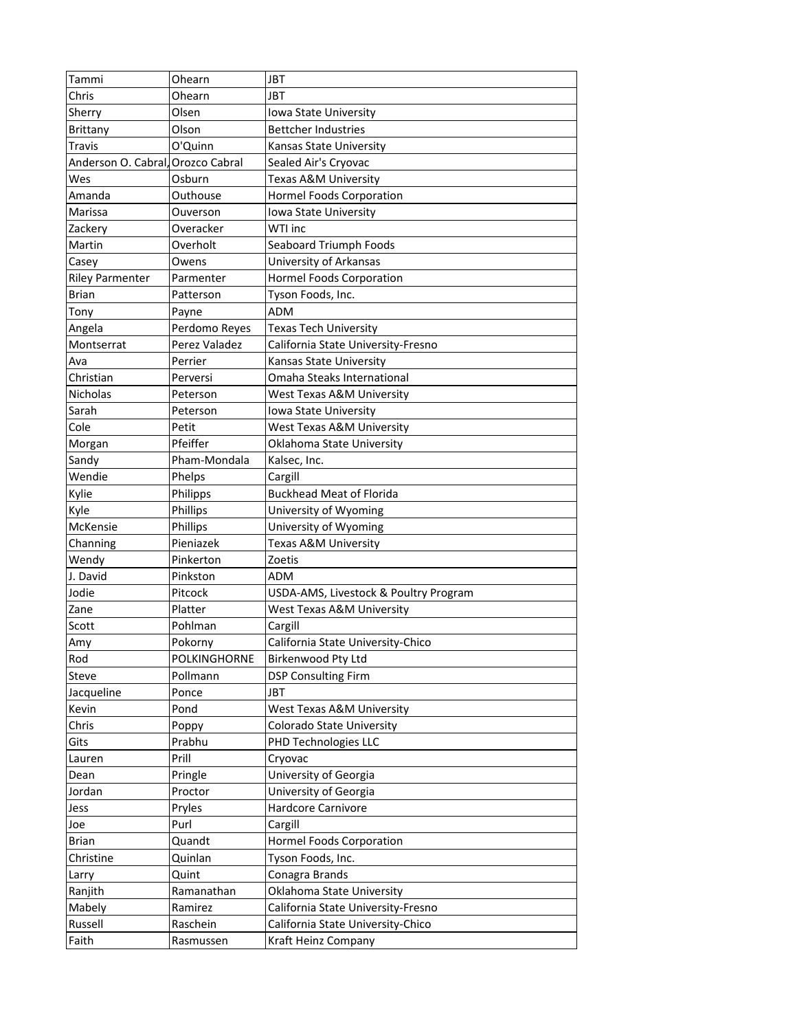| | | |
|---|---|---|
| Tammi | Ohearn | JBT |
| Chris | Ohearn | JBT |
| Sherry | Olsen | Iowa State University |
| Brittany | Olson | Bettcher Industries |
| Travis | O'Quinn | Kansas State University |
| Anderson O. Cabral, | Orozco Cabral | Sealed Air's Cryovac |
| Wes | Osburn | Texas A&M University |
| Amanda | Outhouse | Hormel Foods Corporation |
| Marissa | Ouverson | Iowa State University |
| Zackery | Overacker | WTI inc |
| Martin | Overholt | Seaboard Triumph Foods |
| Casey | Owens | University of Arkansas |
| Riley Parmenter | Parmenter | Hormel Foods Corporation |
| Brian | Patterson | Tyson Foods, Inc. |
| Tony | Payne | ADM |
| Angela | Perdomo Reyes | Texas Tech University |
| Montserrat | Perez Valadez | California State University-Fresno |
| Ava | Perrier | Kansas State University |
| Christian | Perversi | Omaha Steaks International |
| Nicholas | Peterson | West Texas A&M University |
| Sarah | Peterson | Iowa State University |
| Cole | Petit | West Texas A&M University |
| Morgan | Pfeiffer | Oklahoma State University |
| Sandy | Pham-Mondala | Kalsec, Inc. |
| Wendie | Phelps | Cargill |
| Kylie | Philipps | Buckhead Meat of Florida |
| Kyle | Phillips | University of Wyoming |
| McKensie | Phillips | University of Wyoming |
| Channing | Pieniazek | Texas A&M University |
| Wendy | Pinkerton | Zoetis |
| J. David | Pinkston | ADM |
| Jodie | Pitcock | USDA-AMS, Livestock & Poultry Program |
| Zane | Platter | West Texas A&M University |
| Scott | Pohlman | Cargill |
| Amy | Pokorny | California State University-Chico |
| Rod | POLKINGHORNE | Birkenwood Pty Ltd |
| Steve | Pollmann | DSP Consulting Firm |
| Jacqueline | Ponce | JBT |
| Kevin | Pond | West Texas A&M University |
| Chris | Poppy | Colorado State University |
| Gits | Prabhu | PHD Technologies LLC |
| Lauren | Prill | Cryovac |
| Dean | Pringle | University of Georgia |
| Jordan | Proctor | University of Georgia |
| Jess | Pryles | Hardcore Carnivore |
| Joe | Purl | Cargill |
| Brian | Quandt | Hormel Foods Corporation |
| Christine | Quinlan | Tyson Foods, Inc. |
| Larry | Quint | Conagra Brands |
| Ranjith | Ramanathan | Oklahoma State University |
| Mabely | Ramirez | California State University-Fresno |
| Russell | Raschein | California State University-Chico |
| Faith | Rasmussen | Kraft Heinz Company |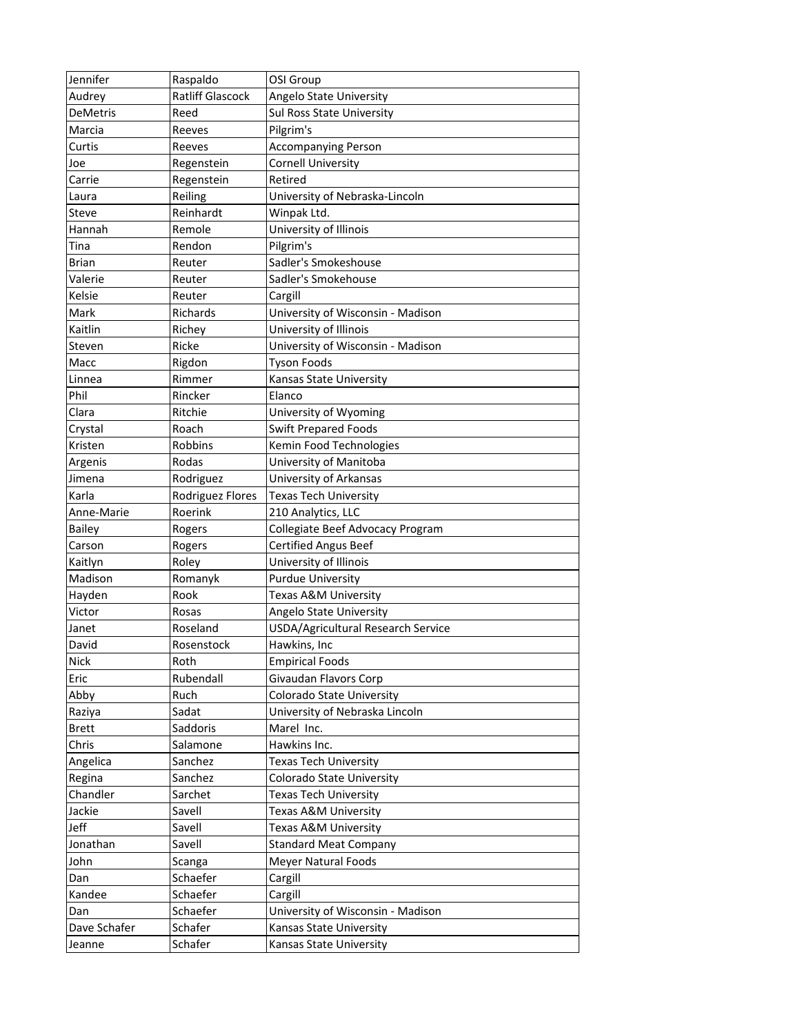| Jennifer | Raspaldo | OSI Group |
|---|---|---|
| Audrey | Ratliff Glascock | Angelo State University |
| DeMetris | Reed | Sul Ross State University |
| Marcia | Reeves | Pilgrim's |
| Curtis | Reeves | Accompanying Person |
| Joe | Regenstein | Cornell University |
| Carrie | Regenstein | Retired |
| Laura | Reiling | University of Nebraska-Lincoln |
| Steve | Reinhardt | Winpak Ltd. |
| Hannah | Remole | University of Illinois |
| Tina | Rendon | Pilgrim's |
| Brian | Reuter | Sadler's Smokeshouse |
| Valerie | Reuter | Sadler's Smokehouse |
| Kelsie | Reuter | Cargill |
| Mark | Richards | University of Wisconsin - Madison |
| Kaitlin | Richey | University of Illinois |
| Steven | Ricke | University of Wisconsin - Madison |
| Macc | Rigdon | Tyson Foods |
| Linnea | Rimmer | Kansas State University |
| Phil | Rincker | Elanco |
| Clara | Ritchie | University of Wyoming |
| Crystal | Roach | Swift Prepared Foods |
| Kristen | Robbins | Kemin Food Technologies |
| Argenis | Rodas | University of Manitoba |
| Jimena | Rodriguez | University of Arkansas |
| Karla | Rodriguez Flores | Texas Tech University |
| Anne-Marie | Roerink | 210 Analytics, LLC |
| Bailey | Rogers | Collegiate Beef Advocacy Program |
| Carson | Rogers | Certified Angus Beef |
| Kaitlyn | Roley | University of Illinois |
| Madison | Romanyk | Purdue University |
| Hayden | Rook | Texas A&M University |
| Victor | Rosas | Angelo State University |
| Janet | Roseland | USDA/Agricultural Research Service |
| David | Rosenstock | Hawkins, Inc |
| Nick | Roth | Empirical Foods |
| Eric | Rubendall | Givaudan Flavors Corp |
| Abby | Ruch | Colorado State University |
| Raziya | Sadat | University of Nebraska Lincoln |
| Brett | Saddoris | Marel Inc. |
| Chris | Salamone | Hawkins Inc. |
| Angelica | Sanchez | Texas Tech University |
| Regina | Sanchez | Colorado State University |
| Chandler | Sarchet | Texas Tech University |
| Jackie | Savell | Texas A&M University |
| Jeff | Savell | Texas A&M University |
| Jonathan | Savell | Standard Meat Company |
| John | Scanga | Meyer Natural Foods |
| Dan | Schaefer | Cargill |
| Kandee | Schaefer | Cargill |
| Dan | Schaefer | University of Wisconsin - Madison |
| Dave Schafer | Schafer | Kansas State University |
| Jeanne | Schafer | Kansas State University |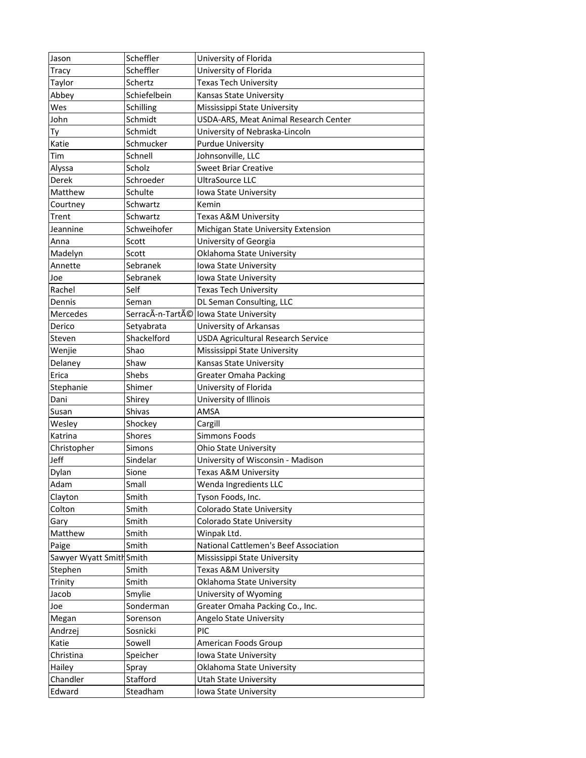| Jason | Scheffler | University of Florida |
|---|---|---|
| Tracy | Scheffler | University of Florida |
| Taylor | Schertz | Texas Tech University |
| Abbey | Schiefelbein | Kansas State University |
| Wes | Schilling | Mississippi State University |
| John | Schmidt | USDA-ARS, Meat Animal Research Center |
| Ty | Schmidt | University of Nebraska-Lincoln |
| Katie | Schmucker | Purdue University |
| Tim | Schnell | Johnsonville, LLC |
| Alyssa | Scholz | Sweet Briar Creative |
| Derek | Schroeder | UltraSource LLC |
| Matthew | Schulte | Iowa State University |
| Courtney | Schwartz | Kemin |
| Trent | Schwartz | Texas A&M University |
| Jeannine | Schweihofer | Michigan State University Extension |
| Anna | Scott | University of Georgia |
| Madelyn | Scott | Oklahoma State University |
| Annette | Sebranek | Iowa State University |
| Joe | Sebranek | Iowa State University |
| Rachel | Self | Texas Tech University |
| Dennis | Seman | DL Seman Consulting, LLC |
| Mercedes | SerracÃ-n-TartÃ© | Iowa State University |
| Derico | Setyabrata | University of Arkansas |
| Steven | Shackelford | USDA Agricultural Research Service |
| Wenjie | Shao | Mississippi State University |
| Delaney | Shaw | Kansas State University |
| Erica | Shebs | Greater Omaha Packing |
| Stephanie | Shimer | University of Florida |
| Dani | Shirey | University of Illinois |
| Susan | Shivas | AMSA |
| Wesley | Shockey | Cargill |
| Katrina | Shores | Simmons Foods |
| Christopher | Simons | Ohio State University |
| Jeff | Sindelar | University of Wisconsin - Madison |
| Dylan | Sione | Texas A&M University |
| Adam | Small | Wenda Ingredients LLC |
| Clayton | Smith | Tyson Foods, Inc. |
| Colton | Smith | Colorado State University |
| Gary | Smith | Colorado State University |
| Matthew | Smith | Winpak Ltd. |
| Paige | Smith | National Cattlemen's Beef Association |
| Sawyer Wyatt Smith | Smith | Mississippi State University |
| Stephen | Smith | Texas A&M University |
| Trinity | Smith | Oklahoma State University |
| Jacob | Smylie | University of Wyoming |
| Joe | Sonderman | Greater Omaha Packing Co., Inc. |
| Megan | Sorenson | Angelo State University |
| Andrzej | Sosnicki | PIC |
| Katie | Sowell | American Foods Group |
| Christina | Speicher | Iowa State University |
| Hailey | Spray | Oklahoma State University |
| Chandler | Stafford | Utah State University |
| Edward | Steadham | Iowa State University |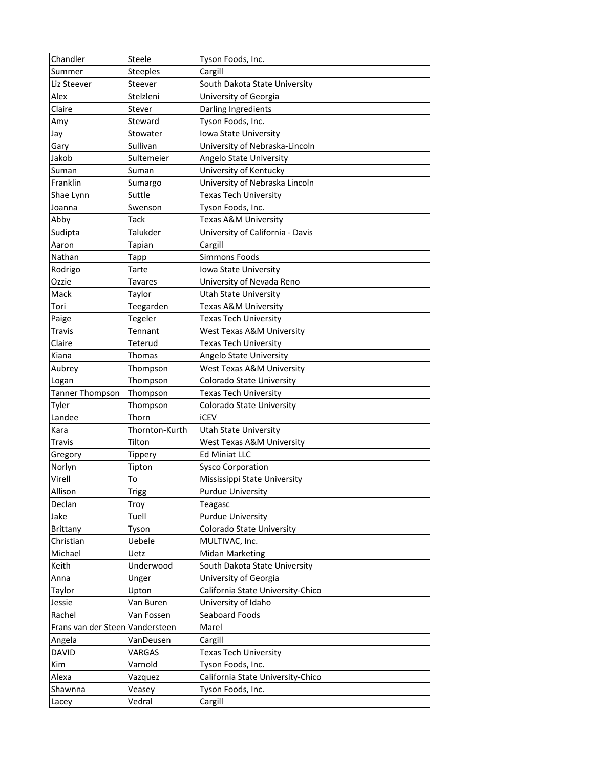| Chandler | Steele | Tyson Foods, Inc. |
|---|---|---|
| Summer | Steeples | Cargill |
| Liz Steever | Steever | South Dakota State University |
| Alex | Stelzleni | University of Georgia |
| Claire | Stever | Darling Ingredients |
| Amy | Steward | Tyson Foods, Inc. |
| Jay | Stowater | Iowa State University |
| Gary | Sullivan | University of Nebraska-Lincoln |
| Jakob | Sultemeier | Angelo State University |
| Suman | Suman | University of Kentucky |
| Franklin | Sumargo | University of Nebraska Lincoln |
| Shae Lynn | Suttle | Texas Tech University |
| Joanna | Swenson | Tyson Foods, Inc. |
| Abby | Tack | Texas A&M University |
| Sudipta | Talukder | University of California - Davis |
| Aaron | Tapian | Cargill |
| Nathan | Tapp | Simmons Foods |
| Rodrigo | Tarte | Iowa State University |
| Ozzie | Tavares | University of Nevada Reno |
| Mack | Taylor | Utah State University |
| Tori | Teegarden | Texas A&M University |
| Paige | Tegeler | Texas Tech University |
| Travis | Tennant | West Texas A&M University |
| Claire | Teterud | Texas Tech University |
| Kiana | Thomas | Angelo State University |
| Aubrey | Thompson | West Texas A&M University |
| Logan | Thompson | Colorado State University |
| Tanner Thompson | Thompson | Texas Tech University |
| Tyler | Thompson | Colorado State University |
| Landee | Thorn | iCEV |
| Kara | Thornton-Kurth | Utah State University |
| Travis | Tilton | West Texas A&M University |
| Gregory | Tippery | Ed Miniat LLC |
| Norlyn | Tipton | Sysco Corporation |
| Virell | To | Mississippi State University |
| Allison | Trigg | Purdue University |
| Declan | Troy | Teagasc |
| Jake | Tuell | Purdue University |
| Brittany | Tyson | Colorado State University |
| Christian | Uebele | MULTIVAC, Inc. |
| Michael | Uetz | Midan Marketing |
| Keith | Underwood | South Dakota State University |
| Anna | Unger | University of Georgia |
| Taylor | Upton | California State University-Chico |
| Jessie | Van Buren | University of Idaho |
| Rachel | Van Fossen | Seaboard Foods |
| Frans van der Steen | Vandersteen | Marel |
| Angela | VanDeusen | Cargill |
| DAVID | VARGAS | Texas Tech University |
| Kim | Varnold | Tyson Foods, Inc. |
| Alexa | Vazquez | California State University-Chico |
| Shawnna | Veasey | Tyson Foods, Inc. |
| Lacey | Vedral | Cargill |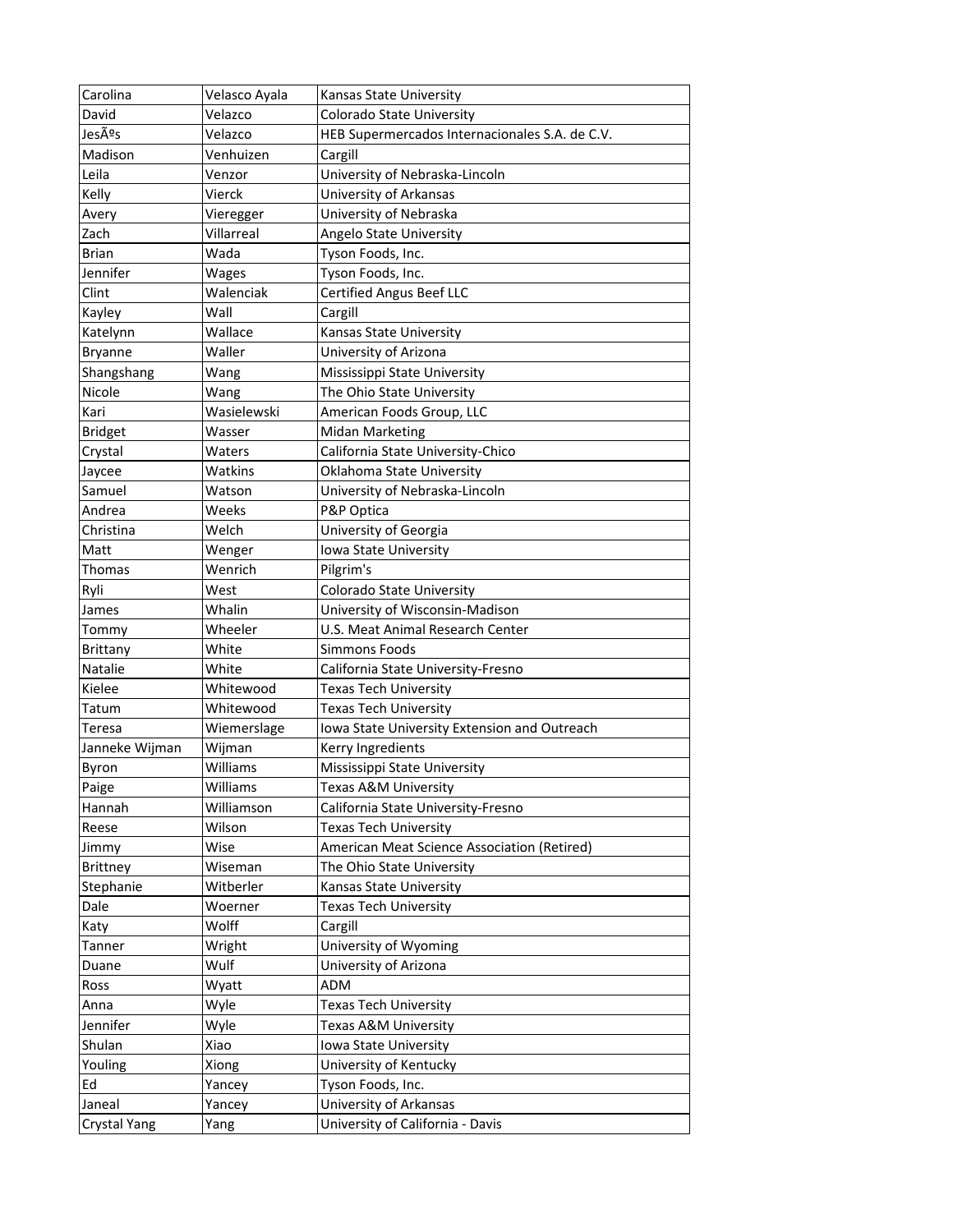| Carolina | Velasco Ayala | Kansas State University |
|---|---|---|
| David | Velazco | Colorado State University |
| JesÃºs | Velazco | HEB Supermercados Internacionales S.A. de C.V. |
| Madison | Venhuizen | Cargill |
| Leila | Venzor | University of Nebraska-Lincoln |
| Kelly | Vierck | University of Arkansas |
| Avery | Vieregger | University of Nebraska |
| Zach | Villarreal | Angelo State University |
| Brian | Wada | Tyson Foods, Inc. |
| Jennifer | Wages | Tyson Foods, Inc. |
| Clint | Walenciak | Certified Angus Beef LLC |
| Kayley | Wall | Cargill |
| Katelynn | Wallace | Kansas State University |
| Bryanne | Waller | University of Arizona |
| Shangshang | Wang | Mississippi State University |
| Nicole | Wang | The Ohio State University |
| Kari | Wasielewski | American Foods Group, LLC |
| Bridget | Wasser | Midan Marketing |
| Crystal | Waters | California State University-Chico |
| Jaycee | Watkins | Oklahoma State University |
| Samuel | Watson | University of Nebraska-Lincoln |
| Andrea | Weeks | P&P Optica |
| Christina | Welch | University of Georgia |
| Matt | Wenger | Iowa State University |
| Thomas | Wenrich | Pilgrim's |
| Ryli | West | Colorado State University |
| James | Whalin | University of Wisconsin-Madison |
| Tommy | Wheeler | U.S. Meat Animal Research Center |
| Brittany | White | Simmons Foods |
| Natalie | White | California State University-Fresno |
| Kielee | Whitewood | Texas Tech University |
| Tatum | Whitewood | Texas Tech University |
| Teresa | Wiemerslage | Iowa State University Extension and Outreach |
| Janneke Wijman | Wijman | Kerry Ingredients |
| Byron | Williams | Mississippi State University |
| Paige | Williams | Texas A&M University |
| Hannah | Williamson | California State University-Fresno |
| Reese | Wilson | Texas Tech University |
| Jimmy | Wise | American Meat Science Association (Retired) |
| Brittney | Wiseman | The Ohio State University |
| Stephanie | Witberler | Kansas State University |
| Dale | Woerner | Texas Tech University |
| Katy | Wolff | Cargill |
| Tanner | Wright | University of Wyoming |
| Duane | Wulf | University of Arizona |
| Ross | Wyatt | ADM |
| Anna | Wyle | Texas Tech University |
| Jennifer | Wyle | Texas A&M University |
| Shulan | Xiao | Iowa State University |
| Youling | Xiong | University of Kentucky |
| Ed | Yancey | Tyson Foods, Inc. |
| Janeal | Yancey | University of Arkansas |
| Crystal Yang | Yang | University of California - Davis |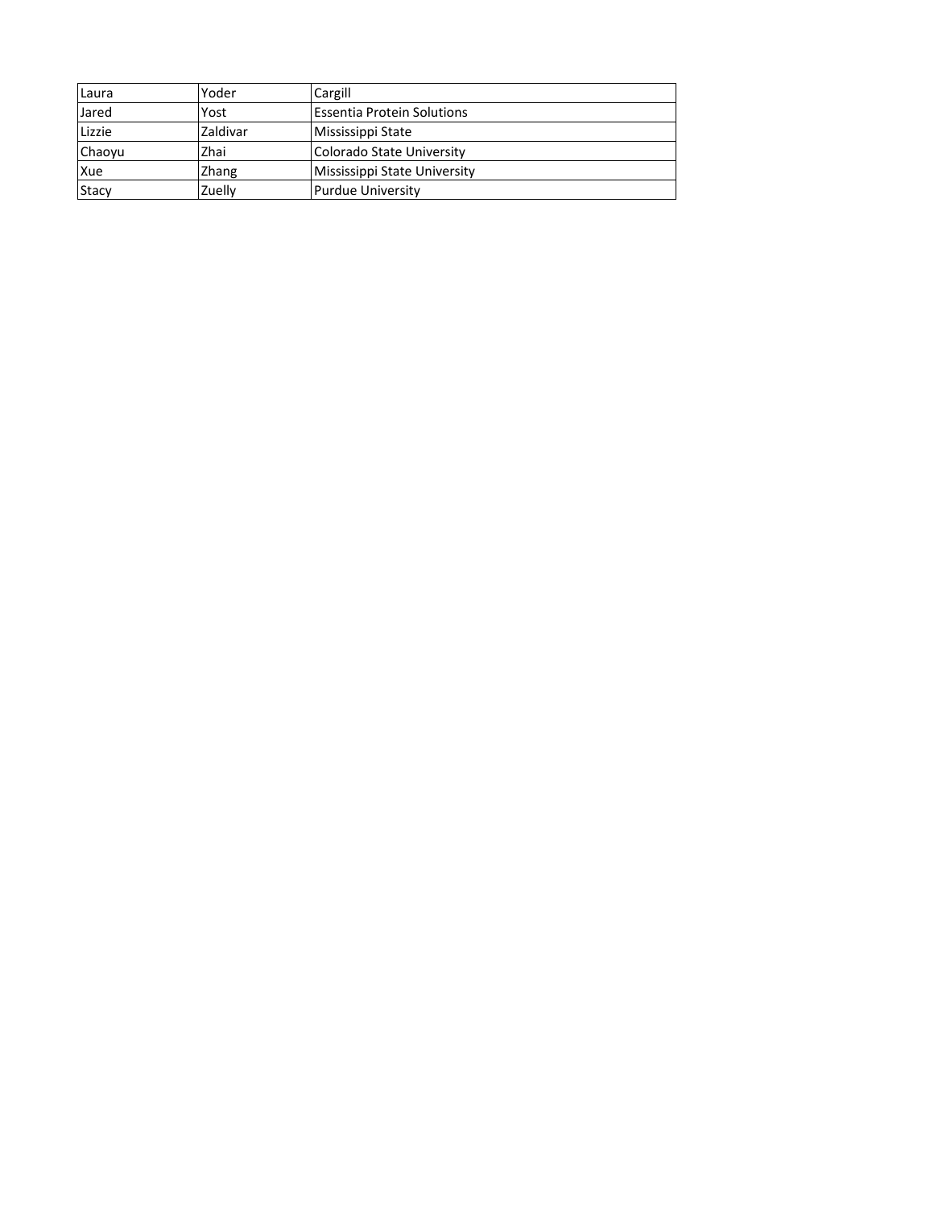| | | |
|---|---|---|
| Laura | Yoder | Cargill |
| Jared | Yost | Essentia Protein Solutions |
| Lizzie | Zaldivar | Mississippi State |
| Chaoyu | Zhai | Colorado State University |
| Xue | Zhang | Mississippi State University |
| Stacy | Zuelly | Purdue University |